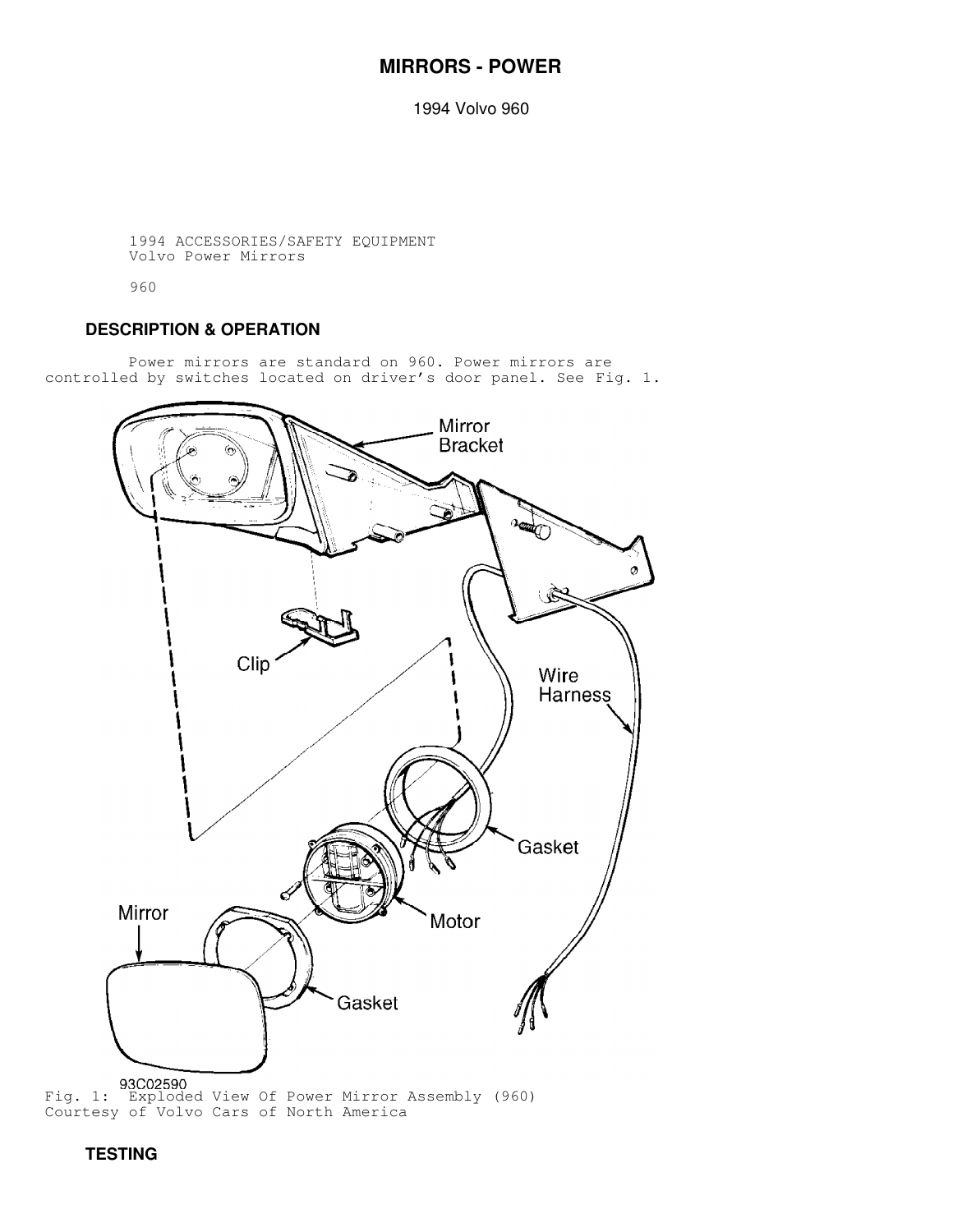# MIRRORS - POWER

1994 Volvo 960

1994 ACCESSORIES/SAFETY EQUIPMENT
Volvo Power Mirrors

960

## DESCRIPTION & OPERATION

Power mirrors are standard on 960. Power mirrors are controlled by switches located on driver's door panel. See Fig. 1.

Fig. 1: Exploded View Of Power Mirror Assembly (960)
Courtesy of Volvo Cars of North America

## TESTING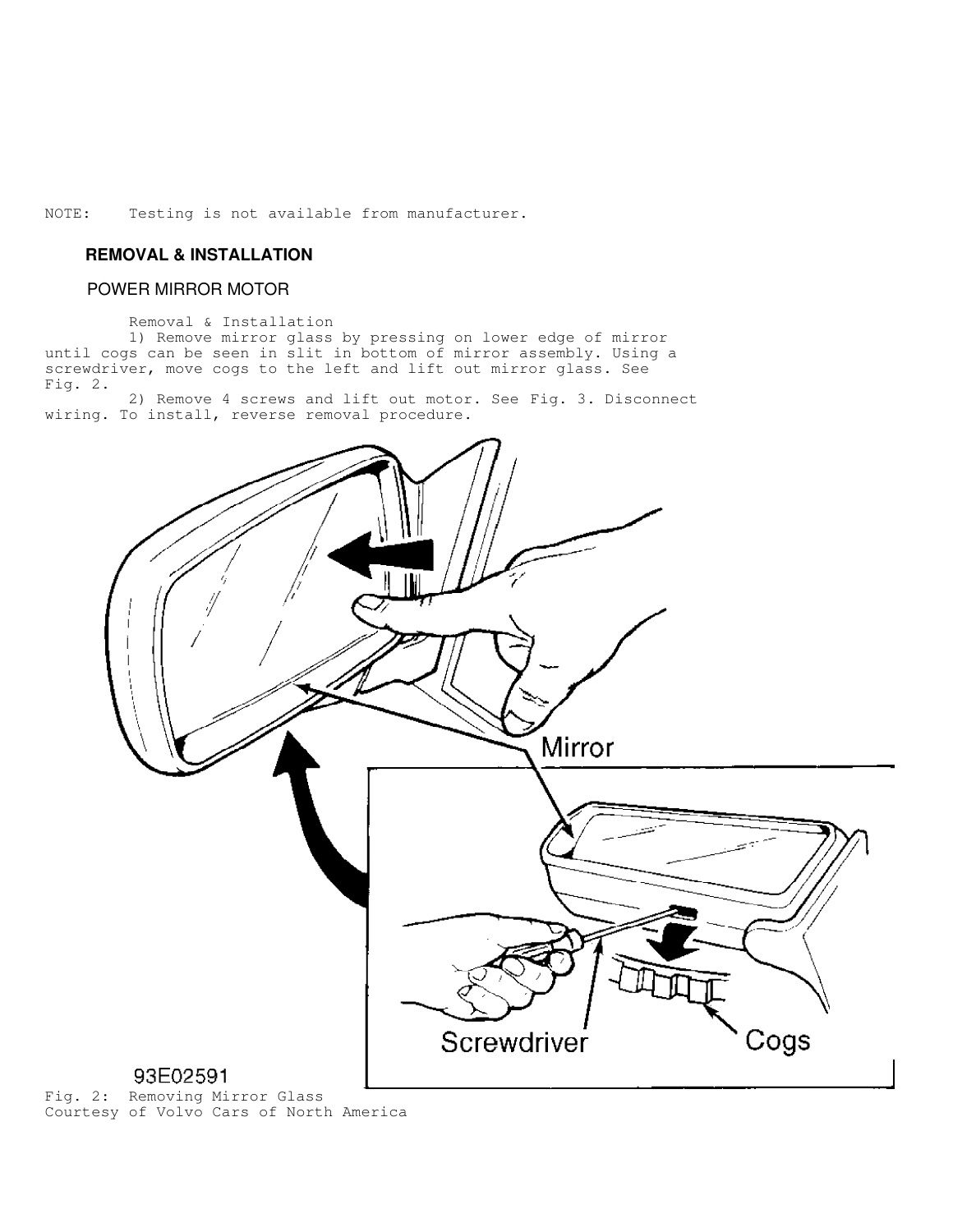NOTE: Testing is not available from manufacturer.

## REMOVAL & INSTALLATION

### POWER MIRROR MOTOR

Removal & Installation

1) Remove mirror glass by pressing on lower edge of mirror until cogs can be seen in slit in bottom of mirror assembly. Using a screwdriver, move cogs to the left and lift out mirror glass. See Fig. 2.

2) Remove 4 screws and lift out motor. See Fig. 3. Disconnect wiring. To install, reverse removal procedure.

Fig. 2: Removing Mirror Glass
Courtesy of Volvo Cars of North America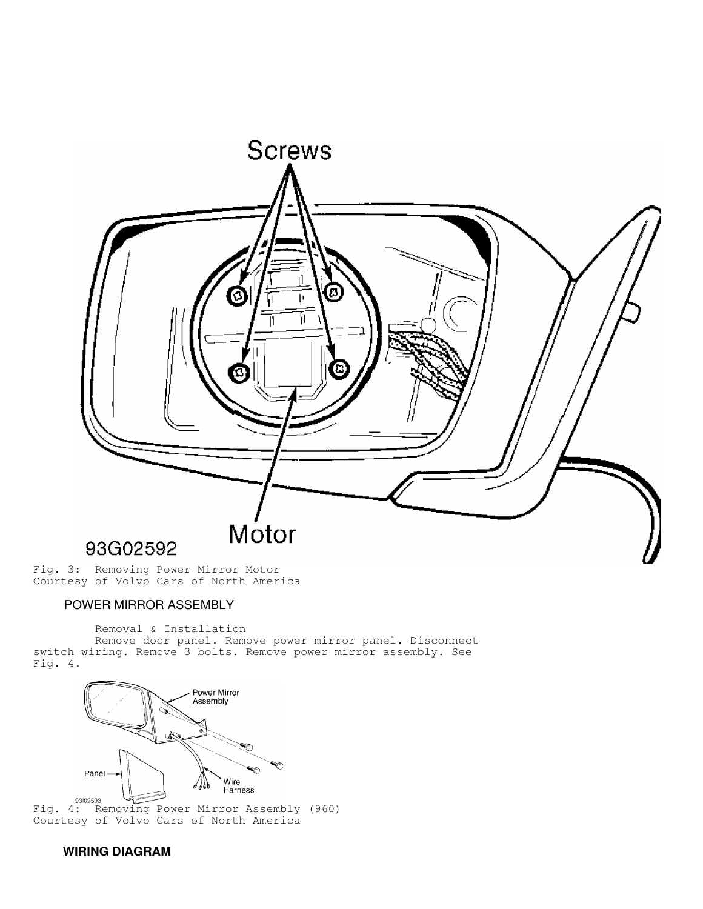Fig. 3: Removing Power Mirror Motor
Courtesy of Volvo Cars of North America

## POWER MIRROR ASSEMBLY

Removal & Installation

Remove door panel. Remove power mirror panel. Disconnect switch wiring. Remove 3 bolts. Remove power mirror assembly. See Fig. 4.

Fig. 4: Removing Power Mirror Assembly (960)
Courtesy of Volvo Cars of North America

## WIRING DIAGRAM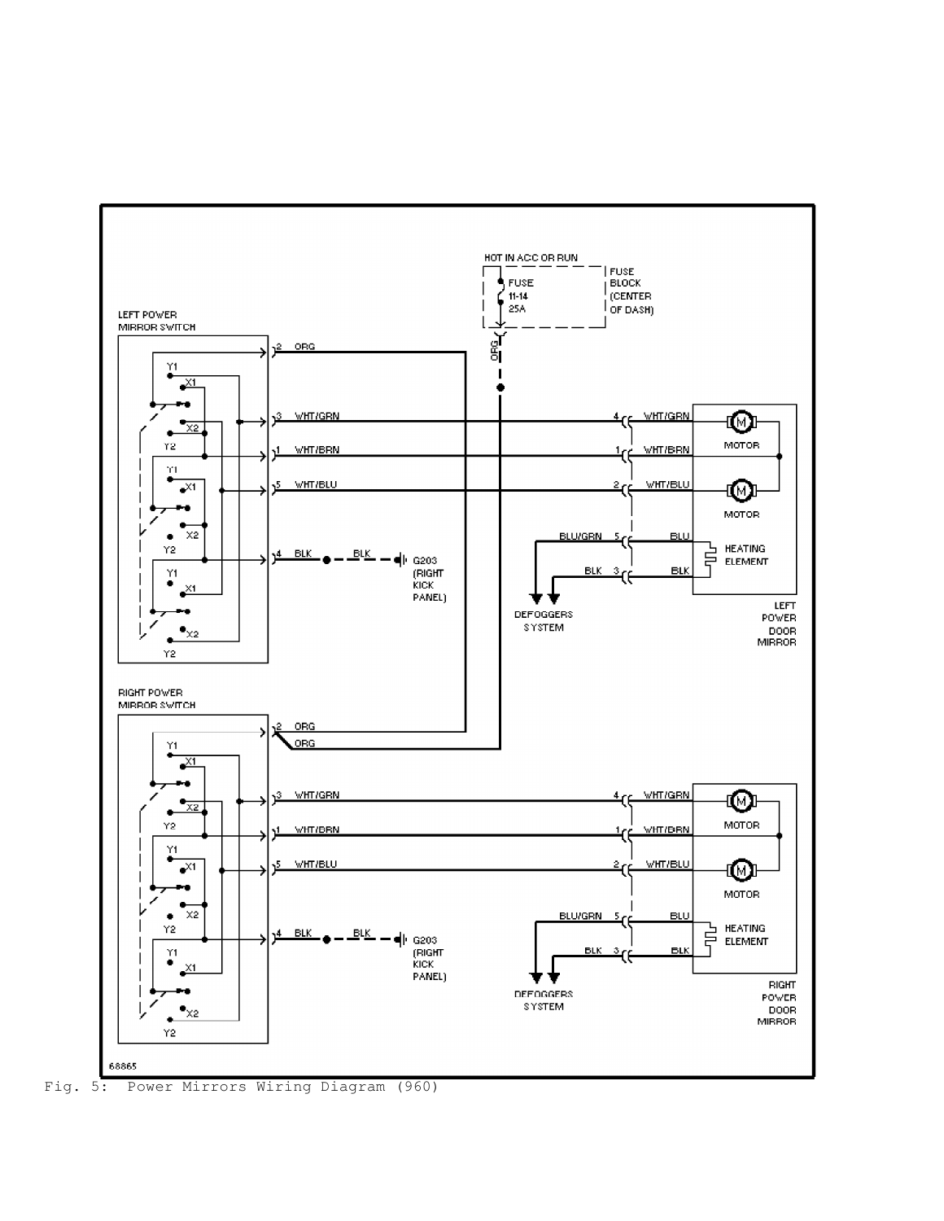HOT IN ACC OR RUN

FUSE 11-14 25A

FUSE BLOCK (CENTER OF DASH)

LEFT POWER MIRROR SWITCH

Y1
X1
X2
Y2
Y1
X1
X2
Y2
Y1
X1
X2
Y2

2 ORG
3 WHT/GRN
1 WHT/BRN
5 WHT/BLU
4 BLK
BLK
G203 (RIGHT KICK PANEL)

ORG

4 WHT/GRN
1 WHT/BRN
2 WHT/BLU
BLU/GRN 5 BLU
BLK 3 BLK

MOTOR
MOTOR
HEATING ELEMENT

DEFOGGERS SYSTEM

LEFT POWER DOOR MIRROR

RIGHT POWER MIRROR SWITCH

Y1
X1
X2
Y2
Y1
X1
X2
Y2
Y1
X1
X2
Y2

2 ORG
ORG
3 WHT/GRN
1 WHT/BRN
5 WHT/BLU
4 BLK
BLK
G203 (RIGHT KICK PANEL)

4 WHT/GRN
1 WHT/BRN
2 WHT/BLU
BLU/GRN 5 BLU
BLK 3 BLK

MOTOR
MOTOR
HEATING ELEMENT

DEFOGGERS SYSTEM

RIGHT POWER DOOR MIRROR

68865

Fig. 5: Power Mirrors Wiring Diagram (960)